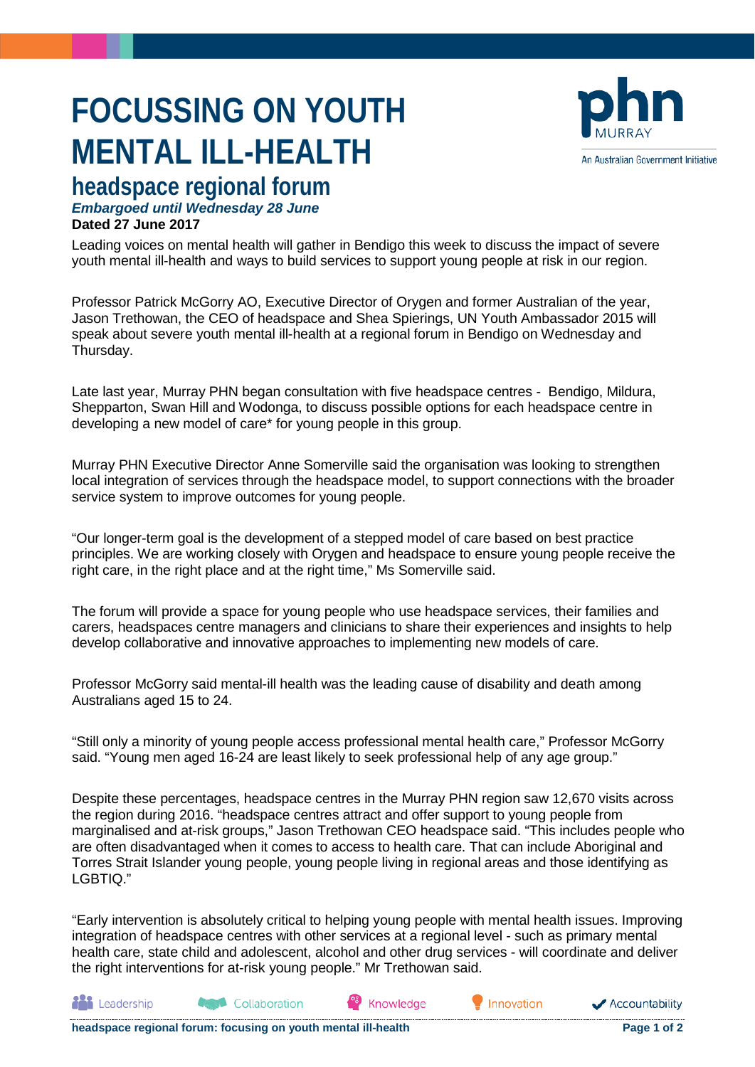# FOCUSSING ON YOUTH MENTAL ILL-HEALTH

## headspace regional forum

***Embargoed until Wednesday 28 June***

**Dated 27 June 2017**

Leading voices on mental health will gather in Bendigo this week to discuss the impact of severe youth mental ill-health and ways to build services to support young people at risk in our region.

Professor Patrick McGorry AO, Executive Director of Orygen and former Australian of the year, Jason Trethowan, the CEO of headspace and Shea Spierings, UN Youth Ambassador 2015 will speak about severe youth mental ill-health at a regional forum in Bendigo on Wednesday and Thursday.

Late last year, Murray PHN began consultation with five headspace centres - Bendigo, Mildura, Shepparton, Swan Hill and Wodonga, to discuss possible options for each headspace centre in developing a new model of care* for young people in this group.

Murray PHN Executive Director Anne Somerville said the organisation was looking to strengthen local integration of services through the headspace model, to support connections with the broader service system to improve outcomes for young people.

"Our longer-term goal is the development of a stepped model of care based on best practice principles. We are working closely with Orygen and headspace to ensure young people receive the right care, in the right place and at the right time," Ms Somerville said.

The forum will provide a space for young people who use headspace services, their families and carers, headspaces centre managers and clinicians to share their experiences and insights to help develop collaborative and innovative approaches to implementing new models of care.

Professor McGorry said mental-ill health was the leading cause of disability and death among Australians aged 15 to 24.

"Still only a minority of young people access professional mental health care," Professor McGorry said. "Young men aged 16-24 are least likely to seek professional help of any age group."

Despite these percentages, headspace centres in the Murray PHN region saw 12,670 visits across the region during 2016. "headspace centres attract and offer support to young people from marginalised and at-risk groups," Jason Trethowan CEO headspace said. "This includes people who are often disadvantaged when it comes to access to health care. That can include Aboriginal and Torres Strait Islander young people, young people living in regional areas and those identifying as LGBTIQ."

"Early intervention is absolutely critical to helping young people with mental health issues. Improving integration of headspace centres with other services at a regional level - such as primary mental health care, state child and adolescent, alcohol and other drug services - will coordinate and deliver the right interventions for at-risk young people." Mr Trethowan said.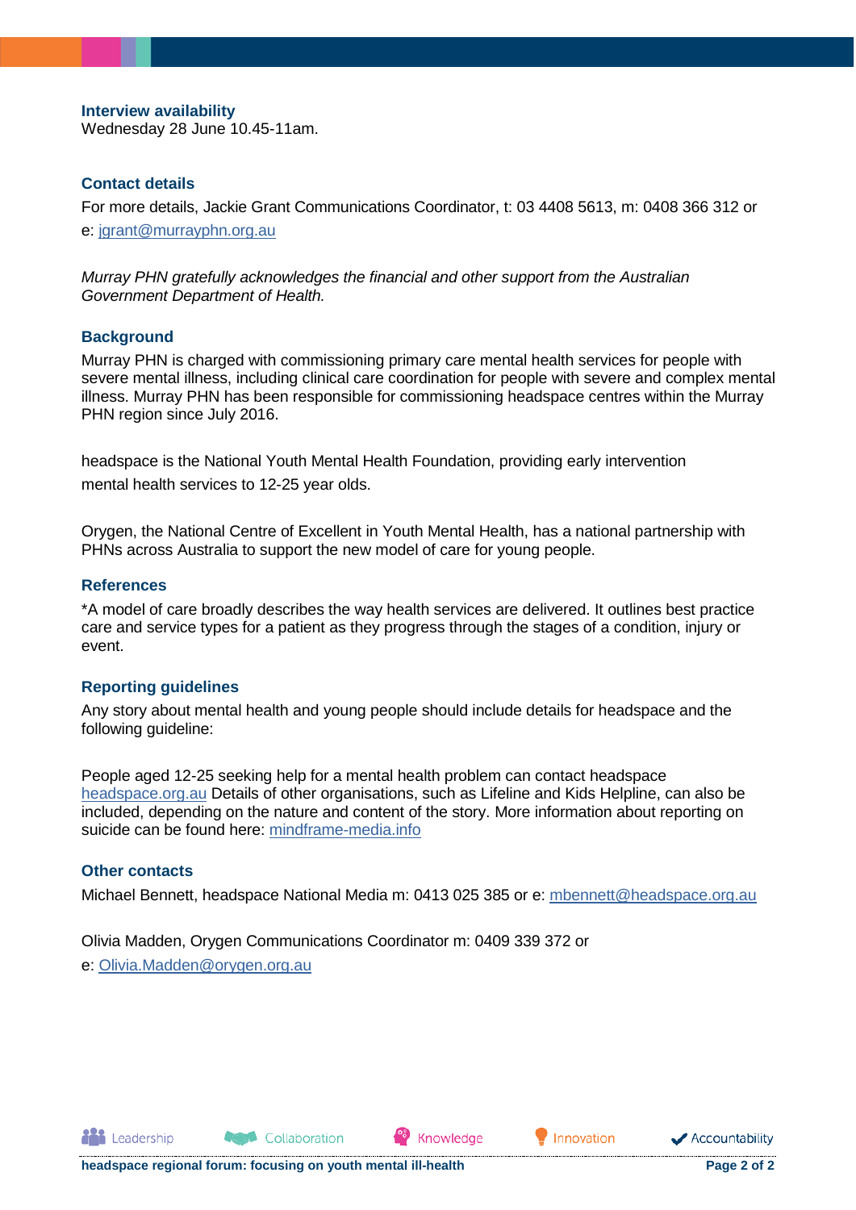### Interview availability

Wednesday 28 June 10.45-11am.

### Contact details

For more details, Jackie Grant Communications Coordinator, t: 03 4408 5613, m: 0408 366 312 or e: jgrant@murrayphn.org.au

*Murray PHN gratefully acknowledges the financial and other support from the Australian Government Department of Health.*

### Background

Murray PHN is charged with commissioning primary care mental health services for people with severe mental illness, including clinical care coordination for people with severe and complex mental illness. Murray PHN has been responsible for commissioning headspace centres within the Murray PHN region since July 2016.

headspace is the National Youth Mental Health Foundation, providing early intervention mental health services to 12-25 year olds.

Orygen, the National Centre of Excellent in Youth Mental Health, has a national partnership with PHNs across Australia to support the new model of care for young people.

### References

*A model of care broadly describes the way health services are delivered. It outlines best practice care and service types for a patient as they progress through the stages of a condition, injury or event.

### Reporting guidelines

Any story about mental health and young people should include details for headspace and the following guideline:

People aged 12-25 seeking help for a mental health problem can contact headspace headspace.org.au Details of other organisations, such as Lifeline and Kids Helpline, can also be included, depending on the nature and content of the story. More information about reporting on suicide can be found here: mindframe-media.info

### Other contacts

Michael Bennett, headspace National Media m: 0413 025 385 or e: mbennett@headspace.org.au

Olivia Madden, Orygen Communications Coordinator m: 0409 339 372 or e: Olivia.Madden@orygen.org.au

Leadership Collaboration Knowledge Innovation Accountability